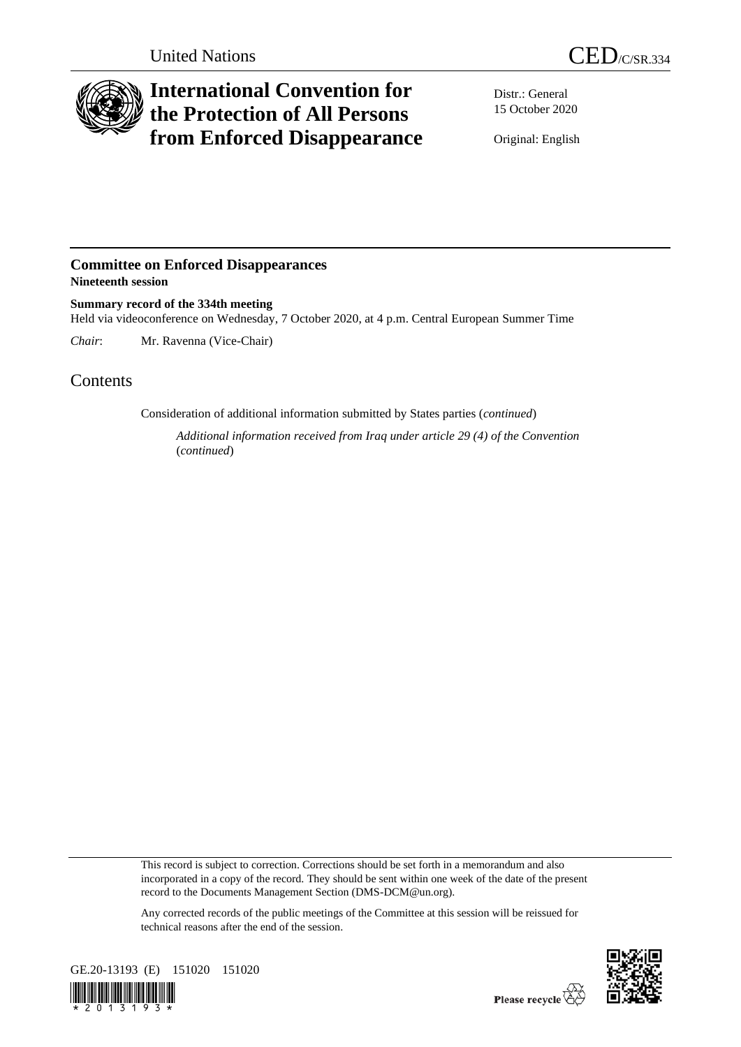United Nations

CED/C/SR.334

# International Convention for the Protection of All Persons from Enforced Disappearance

Distr.: General
15 October 2020

Original: English

## Committee on Enforced Disappearances

**Nineteenth session**

**Summary record of the 334th meeting**

Held via videoconference on Wednesday, 7 October 2020, at 4 p.m. Central European Summer Time

*Chair*: Mr. Ravenna (Vice-Chair)

# Contents

Consideration of additional information submitted by States parties (*continued*)

*Additional information received from Iraq under article 29 (4) of the Convention* (*continued*)

This record is subject to correction. Corrections should be set forth in a memorandum and also incorporated in a copy of the record. They should be sent within one week of the date of the present record to the Documents Management Section (DMS-DCM@un.org).

Any corrected records of the public meetings of the Committee at this session will be reissued for technical reasons after the end of the session.

GE.20-13193 (E) 151020 151020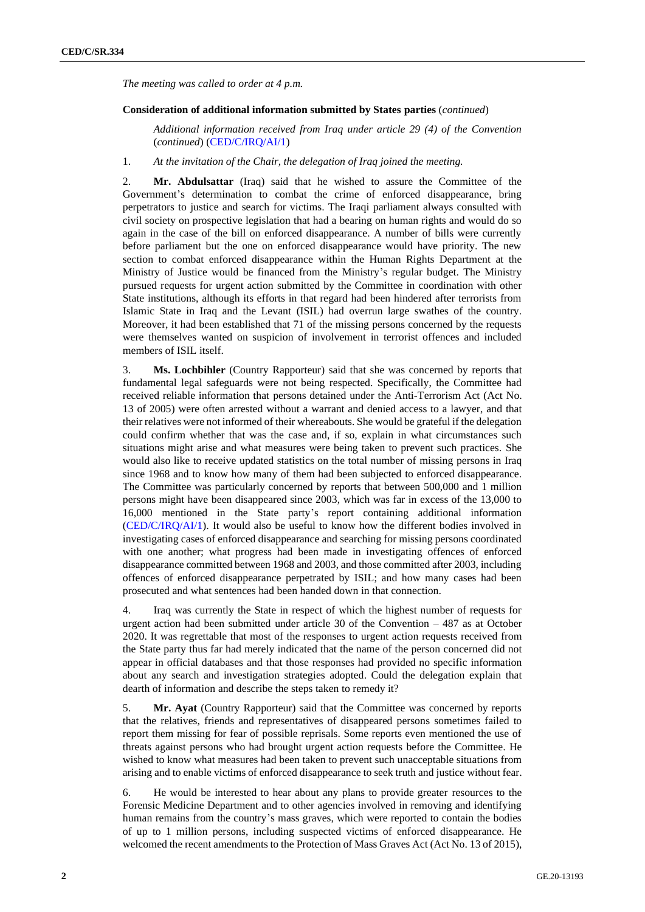*The meeting was called to order at 4 p.m.*

**Consideration of additional information submitted by States parties** (*continued*)

*Additional information received from Iraq under article 29 (4) of the Convention* (*continued*) (CED/C/IRQ/AI/1)

1. *At the invitation of the Chair, the delegation of Iraq joined the meeting.*

2. **Mr. Abdulsattar** (Iraq) said that he wished to assure the Committee of the Government's determination to combat the crime of enforced disappearance, bring perpetrators to justice and search for victims. The Iraqi parliament always consulted with civil society on prospective legislation that had a bearing on human rights and would do so again in the case of the bill on enforced disappearance. A number of bills were currently before parliament but the one on enforced disappearance would have priority. The new section to combat enforced disappearance within the Human Rights Department at the Ministry of Justice would be financed from the Ministry's regular budget. The Ministry pursued requests for urgent action submitted by the Committee in coordination with other State institutions, although its efforts in that regard had been hindered after terrorists from Islamic State in Iraq and the Levant (ISIL) had overrun large swathes of the country. Moreover, it had been established that 71 of the missing persons concerned by the requests were themselves wanted on suspicion of involvement in terrorist offences and included members of ISIL itself.

3. **Ms. Lochbihler** (Country Rapporteur) said that she was concerned by reports that fundamental legal safeguards were not being respected. Specifically, the Committee had received reliable information that persons detained under the Anti-Terrorism Act (Act No. 13 of 2005) were often arrested without a warrant and denied access to a lawyer, and that their relatives were not informed of their whereabouts. She would be grateful if the delegation could confirm whether that was the case and, if so, explain in what circumstances such situations might arise and what measures were being taken to prevent such practices. She would also like to receive updated statistics on the total number of missing persons in Iraq since 1968 and to know how many of them had been subjected to enforced disappearance. The Committee was particularly concerned by reports that between 500,000 and 1 million persons might have been disappeared since 2003, which was far in excess of the 13,000 to 16,000 mentioned in the State party's report containing additional information (CED/C/IRQ/AI/1). It would also be useful to know how the different bodies involved in investigating cases of enforced disappearance and searching for missing persons coordinated with one another; what progress had been made in investigating offences of enforced disappearance committed between 1968 and 2003, and those committed after 2003, including offences of enforced disappearance perpetrated by ISIL; and how many cases had been prosecuted and what sentences had been handed down in that connection.

4. Iraq was currently the State in respect of which the highest number of requests for urgent action had been submitted under article 30 of the Convention – 487 as at October 2020. It was regrettable that most of the responses to urgent action requests received from the State party thus far had merely indicated that the name of the person concerned did not appear in official databases and that those responses had provided no specific information about any search and investigation strategies adopted. Could the delegation explain that dearth of information and describe the steps taken to remedy it?

5. **Mr. Ayat** (Country Rapporteur) said that the Committee was concerned by reports that the relatives, friends and representatives of disappeared persons sometimes failed to report them missing for fear of possible reprisals. Some reports even mentioned the use of threats against persons who had brought urgent action requests before the Committee. He wished to know what measures had been taken to prevent such unacceptable situations from arising and to enable victims of enforced disappearance to seek truth and justice without fear.

6. He would be interested to hear about any plans to provide greater resources to the Forensic Medicine Department and to other agencies involved in removing and identifying human remains from the country's mass graves, which were reported to contain the bodies of up to 1 million persons, including suspected victims of enforced disappearance. He welcomed the recent amendments to the Protection of Mass Graves Act (Act No. 13 of 2015),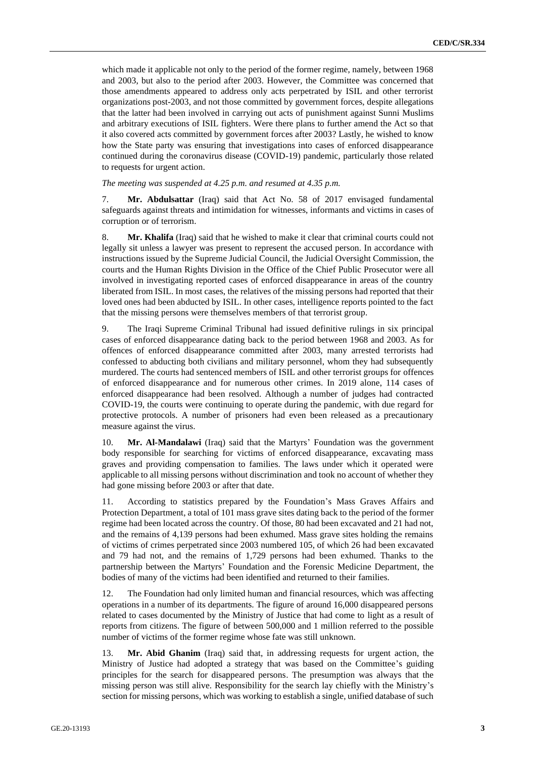which made it applicable not only to the period of the former regime, namely, between 1968 and 2003, but also to the period after 2003. However, the Committee was concerned that those amendments appeared to address only acts perpetrated by ISIL and other terrorist organizations post-2003, and not those committed by government forces, despite allegations that the latter had been involved in carrying out acts of punishment against Sunni Muslims and arbitrary executions of ISIL fighters. Were there plans to further amend the Act so that it also covered acts committed by government forces after 2003? Lastly, he wished to know how the State party was ensuring that investigations into cases of enforced disappearance continued during the coronavirus disease (COVID-19) pandemic, particularly those related to requests for urgent action.

*The meeting was suspended at 4.25 p.m. and resumed at 4.35 p.m.*

7. **Mr. Abdulsattar** (Iraq) said that Act No. 58 of 2017 envisaged fundamental safeguards against threats and intimidation for witnesses, informants and victims in cases of corruption or of terrorism.

8. **Mr. Khalifa** (Iraq) said that he wished to make it clear that criminal courts could not legally sit unless a lawyer was present to represent the accused person. In accordance with instructions issued by the Supreme Judicial Council, the Judicial Oversight Commission, the courts and the Human Rights Division in the Office of the Chief Public Prosecutor were all involved in investigating reported cases of enforced disappearance in areas of the country liberated from ISIL. In most cases, the relatives of the missing persons had reported that their loved ones had been abducted by ISIL. In other cases, intelligence reports pointed to the fact that the missing persons were themselves members of that terrorist group.

9. The Iraqi Supreme Criminal Tribunal had issued definitive rulings in six principal cases of enforced disappearance dating back to the period between 1968 and 2003. As for offences of enforced disappearance committed after 2003, many arrested terrorists had confessed to abducting both civilians and military personnel, whom they had subsequently murdered. The courts had sentenced members of ISIL and other terrorist groups for offences of enforced disappearance and for numerous other crimes. In 2019 alone, 114 cases of enforced disappearance had been resolved. Although a number of judges had contracted COVID-19, the courts were continuing to operate during the pandemic, with due regard for protective protocols. A number of prisoners had even been released as a precautionary measure against the virus.

10. **Mr. Al-Mandalawi** (Iraq) said that the Martyrs' Foundation was the government body responsible for searching for victims of enforced disappearance, excavating mass graves and providing compensation to families. The laws under which it operated were applicable to all missing persons without discrimination and took no account of whether they had gone missing before 2003 or after that date.

11. According to statistics prepared by the Foundation's Mass Graves Affairs and Protection Department, a total of 101 mass grave sites dating back to the period of the former regime had been located across the country. Of those, 80 had been excavated and 21 had not, and the remains of 4,139 persons had been exhumed. Mass grave sites holding the remains of victims of crimes perpetrated since 2003 numbered 105, of which 26 had been excavated and 79 had not, and the remains of 1,729 persons had been exhumed. Thanks to the partnership between the Martyrs' Foundation and the Forensic Medicine Department, the bodies of many of the victims had been identified and returned to their families.

12. The Foundation had only limited human and financial resources, which was affecting operations in a number of its departments. The figure of around 16,000 disappeared persons related to cases documented by the Ministry of Justice that had come to light as a result of reports from citizens. The figure of between 500,000 and 1 million referred to the possible number of victims of the former regime whose fate was still unknown.

13. **Mr. Abid Ghanim** (Iraq) said that, in addressing requests for urgent action, the Ministry of Justice had adopted a strategy that was based on the Committee's guiding principles for the search for disappeared persons. The presumption was always that the missing person was still alive. Responsibility for the search lay chiefly with the Ministry's section for missing persons, which was working to establish a single, unified database of such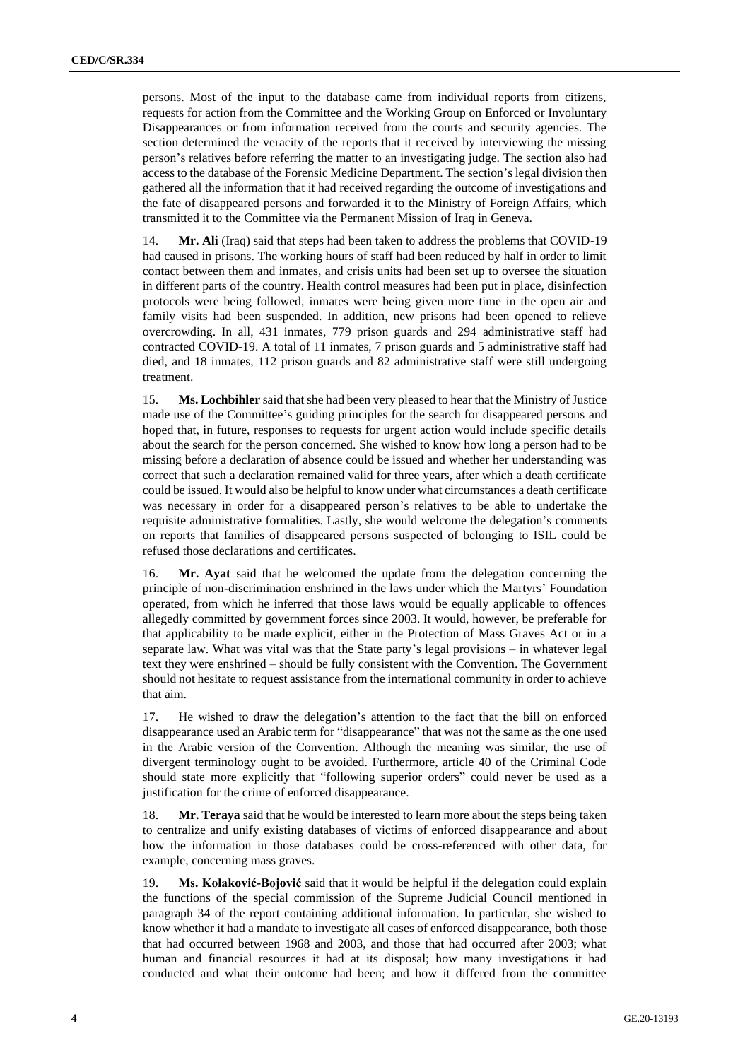persons. Most of the input to the database came from individual reports from citizens, requests for action from the Committee and the Working Group on Enforced or Involuntary Disappearances or from information received from the courts and security agencies. The section determined the veracity of the reports that it received by interviewing the missing person's relatives before referring the matter to an investigating judge. The section also had access to the database of the Forensic Medicine Department. The section's legal division then gathered all the information that it had received regarding the outcome of investigations and the fate of disappeared persons and forwarded it to the Ministry of Foreign Affairs, which transmitted it to the Committee via the Permanent Mission of Iraq in Geneva.

14. **Mr. Ali** (Iraq) said that steps had been taken to address the problems that COVID-19 had caused in prisons. The working hours of staff had been reduced by half in order to limit contact between them and inmates, and crisis units had been set up to oversee the situation in different parts of the country. Health control measures had been put in place, disinfection protocols were being followed, inmates were being given more time in the open air and family visits had been suspended. In addition, new prisons had been opened to relieve overcrowding. In all, 431 inmates, 779 prison guards and 294 administrative staff had contracted COVID-19. A total of 11 inmates, 7 prison guards and 5 administrative staff had died, and 18 inmates, 112 prison guards and 82 administrative staff were still undergoing treatment.

15. **Ms. Lochbihler** said that she had been very pleased to hear that the Ministry of Justice made use of the Committee's guiding principles for the search for disappeared persons and hoped that, in future, responses to requests for urgent action would include specific details about the search for the person concerned. She wished to know how long a person had to be missing before a declaration of absence could be issued and whether her understanding was correct that such a declaration remained valid for three years, after which a death certificate could be issued. It would also be helpful to know under what circumstances a death certificate was necessary in order for a disappeared person's relatives to be able to undertake the requisite administrative formalities. Lastly, she would welcome the delegation's comments on reports that families of disappeared persons suspected of belonging to ISIL could be refused those declarations and certificates.

16. **Mr. Ayat** said that he welcomed the update from the delegation concerning the principle of non-discrimination enshrined in the laws under which the Martyrs' Foundation operated, from which he inferred that those laws would be equally applicable to offences allegedly committed by government forces since 2003. It would, however, be preferable for that applicability to be made explicit, either in the Protection of Mass Graves Act or in a separate law. What was vital was that the State party's legal provisions – in whatever legal text they were enshrined – should be fully consistent with the Convention. The Government should not hesitate to request assistance from the international community in order to achieve that aim.

17. He wished to draw the delegation's attention to the fact that the bill on enforced disappearance used an Arabic term for "disappearance" that was not the same as the one used in the Arabic version of the Convention. Although the meaning was similar, the use of divergent terminology ought to be avoided. Furthermore, article 40 of the Criminal Code should state more explicitly that "following superior orders" could never be used as a justification for the crime of enforced disappearance.

18. **Mr. Teraya** said that he would be interested to learn more about the steps being taken to centralize and unify existing databases of victims of enforced disappearance and about how the information in those databases could be cross-referenced with other data, for example, concerning mass graves.

19. **Ms. Kolaković-Bojović** said that it would be helpful if the delegation could explain the functions of the special commission of the Supreme Judicial Council mentioned in paragraph 34 of the report containing additional information. In particular, she wished to know whether it had a mandate to investigate all cases of enforced disappearance, both those that had occurred between 1968 and 2003, and those that had occurred after 2003; what human and financial resources it had at its disposal; how many investigations it had conducted and what their outcome had been; and how it differed from the committee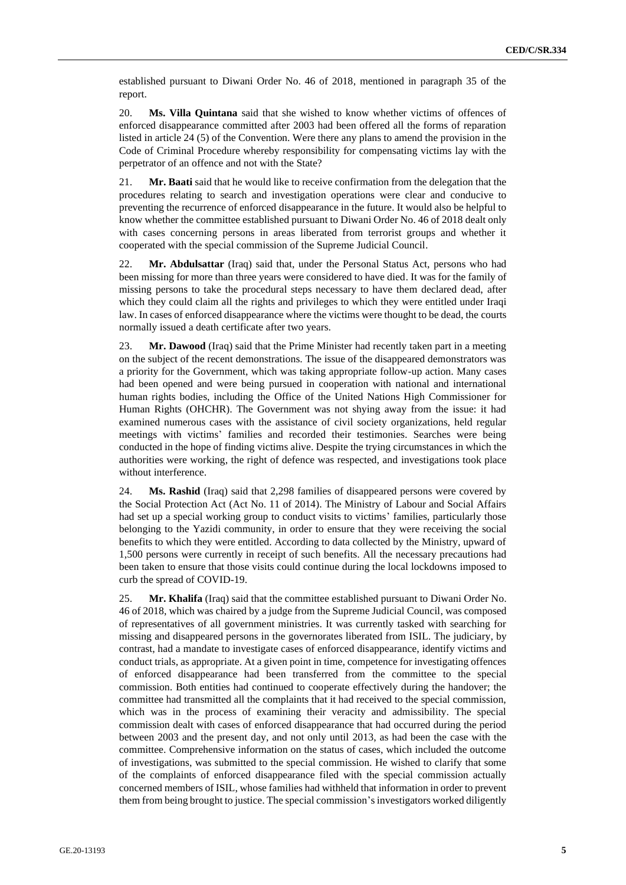established pursuant to Diwani Order No. 46 of 2018, mentioned in paragraph 35 of the report.

20. **Ms. Villa Quintana** said that she wished to know whether victims of offences of enforced disappearance committed after 2003 had been offered all the forms of reparation listed in article 24 (5) of the Convention. Were there any plans to amend the provision in the Code of Criminal Procedure whereby responsibility for compensating victims lay with the perpetrator of an offence and not with the State?

21. **Mr. Baati** said that he would like to receive confirmation from the delegation that the procedures relating to search and investigation operations were clear and conducive to preventing the recurrence of enforced disappearance in the future. It would also be helpful to know whether the committee established pursuant to Diwani Order No. 46 of 2018 dealt only with cases concerning persons in areas liberated from terrorist groups and whether it cooperated with the special commission of the Supreme Judicial Council.

22. **Mr. Abdulsattar** (Iraq) said that, under the Personal Status Act, persons who had been missing for more than three years were considered to have died. It was for the family of missing persons to take the procedural steps necessary to have them declared dead, after which they could claim all the rights and privileges to which they were entitled under Iraqi law. In cases of enforced disappearance where the victims were thought to be dead, the courts normally issued a death certificate after two years.

23. **Mr. Dawood** (Iraq) said that the Prime Minister had recently taken part in a meeting on the subject of the recent demonstrations. The issue of the disappeared demonstrators was a priority for the Government, which was taking appropriate follow-up action. Many cases had been opened and were being pursued in cooperation with national and international human rights bodies, including the Office of the United Nations High Commissioner for Human Rights (OHCHR). The Government was not shying away from the issue: it had examined numerous cases with the assistance of civil society organizations, held regular meetings with victims' families and recorded their testimonies. Searches were being conducted in the hope of finding victims alive. Despite the trying circumstances in which the authorities were working, the right of defence was respected, and investigations took place without interference.

24. **Ms. Rashid** (Iraq) said that 2,298 families of disappeared persons were covered by the Social Protection Act (Act No. 11 of 2014). The Ministry of Labour and Social Affairs had set up a special working group to conduct visits to victims' families, particularly those belonging to the Yazidi community, in order to ensure that they were receiving the social benefits to which they were entitled. According to data collected by the Ministry, upward of 1,500 persons were currently in receipt of such benefits. All the necessary precautions had been taken to ensure that those visits could continue during the local lockdowns imposed to curb the spread of COVID-19.

25. **Mr. Khalifa** (Iraq) said that the committee established pursuant to Diwani Order No. 46 of 2018, which was chaired by a judge from the Supreme Judicial Council, was composed of representatives of all government ministries. It was currently tasked with searching for missing and disappeared persons in the governorates liberated from ISIL. The judiciary, by contrast, had a mandate to investigate cases of enforced disappearance, identify victims and conduct trials, as appropriate. At a given point in time, competence for investigating offences of enforced disappearance had been transferred from the committee to the special commission. Both entities had continued to cooperate effectively during the handover; the committee had transmitted all the complaints that it had received to the special commission, which was in the process of examining their veracity and admissibility. The special commission dealt with cases of enforced disappearance that had occurred during the period between 2003 and the present day, and not only until 2013, as had been the case with the committee. Comprehensive information on the status of cases, which included the outcome of investigations, was submitted to the special commission. He wished to clarify that some of the complaints of enforced disappearance filed with the special commission actually concerned members of ISIL, whose families had withheld that information in order to prevent them from being brought to justice. The special commission's investigators worked diligently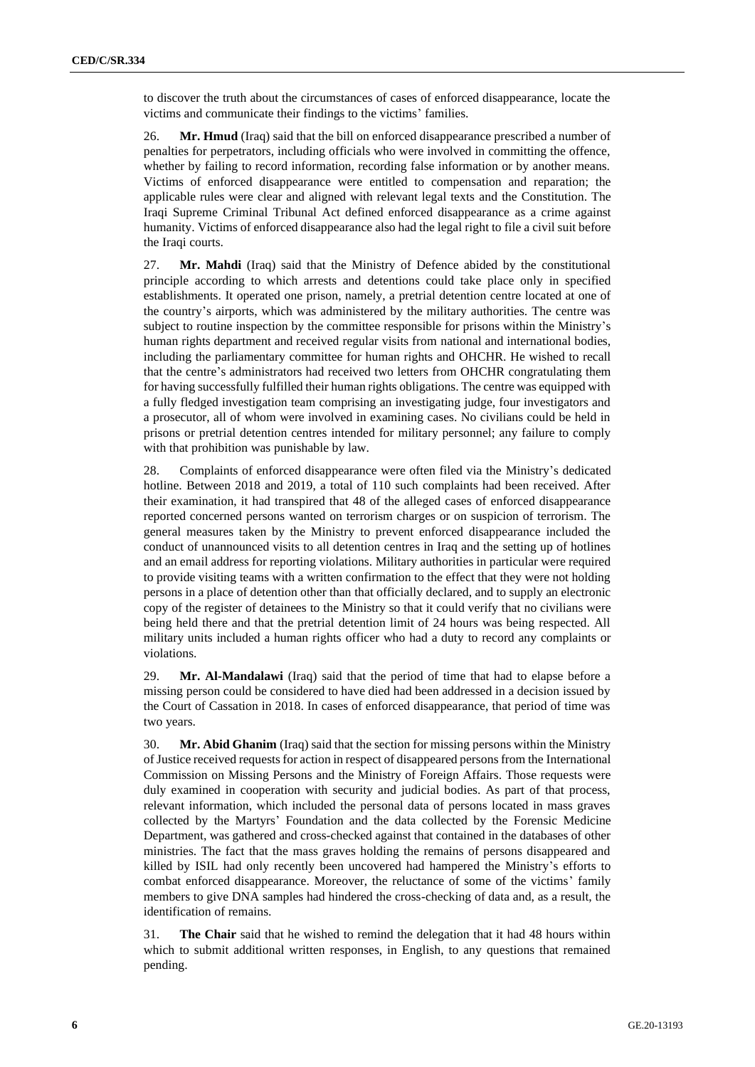to discover the truth about the circumstances of cases of enforced disappearance, locate the victims and communicate their findings to the victims' families.

26. **Mr. Hmud** (Iraq) said that the bill on enforced disappearance prescribed a number of penalties for perpetrators, including officials who were involved in committing the offence, whether by failing to record information, recording false information or by another means. Victims of enforced disappearance were entitled to compensation and reparation; the applicable rules were clear and aligned with relevant legal texts and the Constitution. The Iraqi Supreme Criminal Tribunal Act defined enforced disappearance as a crime against humanity. Victims of enforced disappearance also had the legal right to file a civil suit before the Iraqi courts.

27. **Mr. Mahdi** (Iraq) said that the Ministry of Defence abided by the constitutional principle according to which arrests and detentions could take place only in specified establishments. It operated one prison, namely, a pretrial detention centre located at one of the country's airports, which was administered by the military authorities. The centre was subject to routine inspection by the committee responsible for prisons within the Ministry's human rights department and received regular visits from national and international bodies, including the parliamentary committee for human rights and OHCHR. He wished to recall that the centre's administrators had received two letters from OHCHR congratulating them for having successfully fulfilled their human rights obligations. The centre was equipped with a fully fledged investigation team comprising an investigating judge, four investigators and a prosecutor, all of whom were involved in examining cases. No civilians could be held in prisons or pretrial detention centres intended for military personnel; any failure to comply with that prohibition was punishable by law.

28. Complaints of enforced disappearance were often filed via the Ministry's dedicated hotline. Between 2018 and 2019, a total of 110 such complaints had been received. After their examination, it had transpired that 48 of the alleged cases of enforced disappearance reported concerned persons wanted on terrorism charges or on suspicion of terrorism. The general measures taken by the Ministry to prevent enforced disappearance included the conduct of unannounced visits to all detention centres in Iraq and the setting up of hotlines and an email address for reporting violations. Military authorities in particular were required to provide visiting teams with a written confirmation to the effect that they were not holding persons in a place of detention other than that officially declared, and to supply an electronic copy of the register of detainees to the Ministry so that it could verify that no civilians were being held there and that the pretrial detention limit of 24 hours was being respected. All military units included a human rights officer who had a duty to record any complaints or violations.

29. **Mr. Al-Mandalawi** (Iraq) said that the period of time that had to elapse before a missing person could be considered to have died had been addressed in a decision issued by the Court of Cassation in 2018. In cases of enforced disappearance, that period of time was two years.

30. **Mr. Abid Ghanim** (Iraq) said that the section for missing persons within the Ministry of Justice received requests for action in respect of disappeared persons from the International Commission on Missing Persons and the Ministry of Foreign Affairs. Those requests were duly examined in cooperation with security and judicial bodies. As part of that process, relevant information, which included the personal data of persons located in mass graves collected by the Martyrs' Foundation and the data collected by the Forensic Medicine Department, was gathered and cross-checked against that contained in the databases of other ministries. The fact that the mass graves holding the remains of persons disappeared and killed by ISIL had only recently been uncovered had hampered the Ministry's efforts to combat enforced disappearance. Moreover, the reluctance of some of the victims' family members to give DNA samples had hindered the cross-checking of data and, as a result, the identification of remains.

31. **The Chair** said that he wished to remind the delegation that it had 48 hours within which to submit additional written responses, in English, to any questions that remained pending.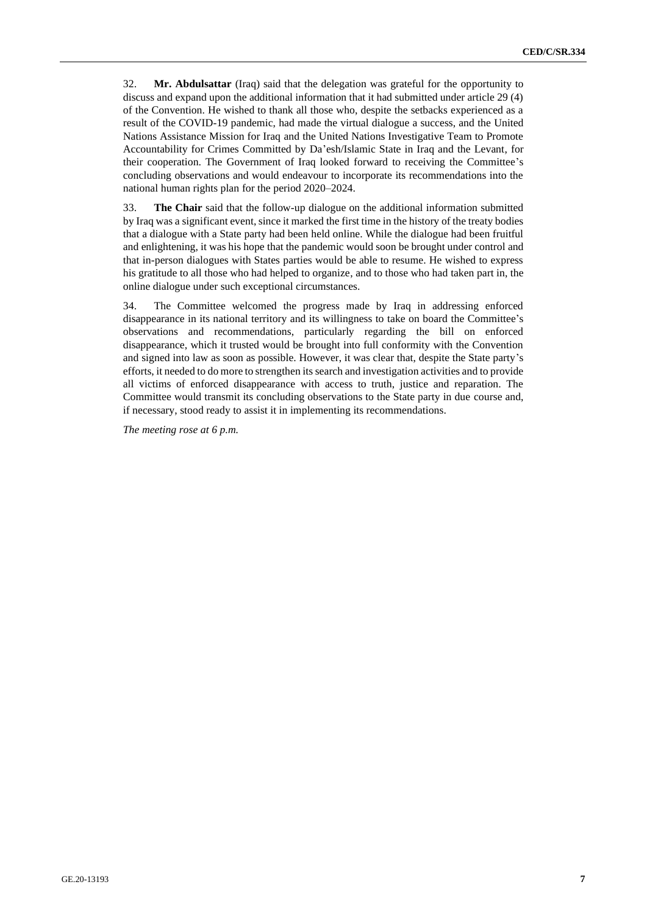32. **Mr. Abdulsattar** (Iraq) said that the delegation was grateful for the opportunity to discuss and expand upon the additional information that it had submitted under article 29 (4) of the Convention. He wished to thank all those who, despite the setbacks experienced as a result of the COVID-19 pandemic, had made the virtual dialogue a success, and the United Nations Assistance Mission for Iraq and the United Nations Investigative Team to Promote Accountability for Crimes Committed by Da'esh/Islamic State in Iraq and the Levant, for their cooperation. The Government of Iraq looked forward to receiving the Committee's concluding observations and would endeavour to incorporate its recommendations into the national human rights plan for the period 2020–2024.

33. **The Chair** said that the follow-up dialogue on the additional information submitted by Iraq was a significant event, since it marked the first time in the history of the treaty bodies that a dialogue with a State party had been held online. While the dialogue had been fruitful and enlightening, it was his hope that the pandemic would soon be brought under control and that in-person dialogues with States parties would be able to resume. He wished to express his gratitude to all those who had helped to organize, and to those who had taken part in, the online dialogue under such exceptional circumstances.

34. The Committee welcomed the progress made by Iraq in addressing enforced disappearance in its national territory and its willingness to take on board the Committee's observations and recommendations, particularly regarding the bill on enforced disappearance, which it trusted would be brought into full conformity with the Convention and signed into law as soon as possible. However, it was clear that, despite the State party's efforts, it needed to do more to strengthen its search and investigation activities and to provide all victims of enforced disappearance with access to truth, justice and reparation. The Committee would transmit its concluding observations to the State party in due course and, if necessary, stood ready to assist it in implementing its recommendations.

*The meeting rose at 6 p.m.*